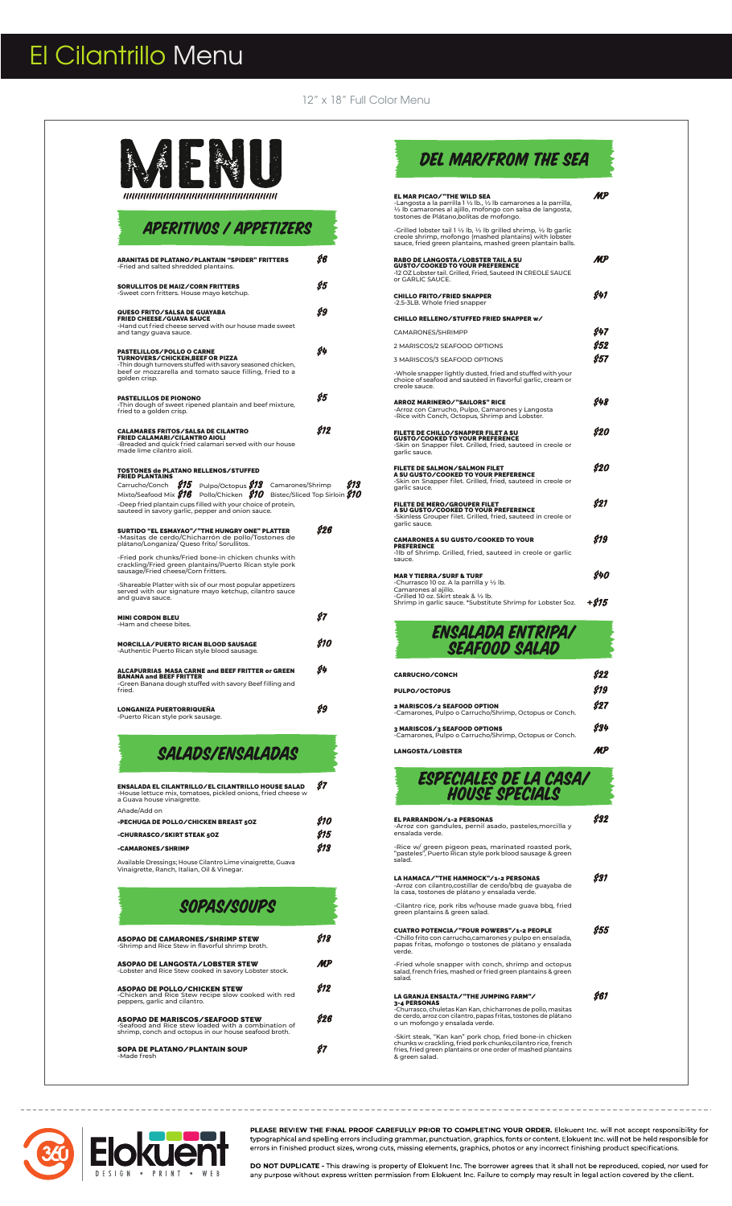# El Cilantrillo Menu

12" x 18" Full Color Menu

# MENU

## APERITIVOS / APPETIZERS

**ARANITAS DE PLATANO/PLANTAIN "SPIDER" FRITTERS** — $6
-Fried and salted shredded plantains.

**SORULLITOS DE MAIZ/CORN FRITTERS** — $5
-Sweet corn fritters. House mayo ketchup.

**QUESO FRITO/SALSA DE GUAYABA FRIED CHEESE/GUAVA SAUCE** — $9
-Hand cut fried cheese served with our house made sweet and tangy guava sauce.

**PASTELILLOS/POLLO O CARNE TURNOVERS/CHICKEN,BEEF OR PIZZA** — $4
-Thin dough turnovers stuffed with savory seasoned chicken, beef or mozzarella and tomato sauce filling, fried to a golden crisp.

**PASTELILLOS DE PIONONO** — $5
-Thin dough of sweet ripened plantain and beef mixture, fried to a golden crisp.

**CALAMARES FRITOS/SALSA DE CILANTRO FRIED CALAMARI/CILANTRO AIOLI** — $12
-Breaded and quick fried calamari served with our house made lime cilantro aioli.

**TOSTONES de PLATANO RELLENOS/STUFFED FRIED PLANTAINS**
Carrucho/Conch $15 Pulpo/Octopus $13 Camarones/Shrimp $13
Mixto/Seafood Mix $16 Pollo/Chicken $10 Bistec/Sliced Top Sirloin $10
-Deep fried plantain cups filled with your choice of protein, sauteed in savory garlic, pepper and onion sauce.

**SURTIDO "EL ESMAYAO"/"THE HUNGRY ONE" PLATTER** — $26
-Masitas de cerdo/Chicharrón de pollo/Tostones de plátano/Longaniza/ Queso frito/ Sorullitos.

-Fried pork chunks/Fried bone-in chicken chunks with crackling/Fried green plantains/Puerto Rican style pork sausage/Fried cheese/Corn fritters.

-Shareable Platter with six of our most popular appetizers served with our signature mayo ketchup, cilantro sauce and guava sauce.

**MINI CORDON BLEU** — $7
-Ham and cheese bites.

**MORCILLA/PUERTO RICAN BLOOD SAUSAGE** — $10
-Authentic Puerto Rican style blood sausage.

**ALCAPURRIAS MASA CARNE and BEEF FRITTER or GREEN BANANA and BEEF FRITTER** — $4
-Green Banana dough stuffed with savory Beef filling and fried.

**LONGANIZA PUERTORRIQUEÑA** — $9
-Puerto Rican style pork sausage.

## SALADS/ENSALADAS

**ENSALADA EL CILANTRILLO/EL CILANTRILLO HOUSE SALAD** — $7
-House lettuce mix, tomatoes, pickled onions, fried cheese w a Guava house vinaigrette.

Añade/Add on

**-PECHUGA DE POLLO/CHICKEN BREAST 5OZ** — $10

**-CHURRASCO/SKIRT STEAK 5OZ** — $15

**-CAMARONES/SHRIMP** — $13

Available Dressings; House Cilantro Lime vinaigrette, Guava Vinaigrette, Ranch, Italian, Oil & Vinegar.

## SOPAS/SOUPS

**ASOPAO DE CAMARONES/SHRIMP STEW** — $18
-Shrimp and Rice Stew in flavorful shrimp broth.

**ASOPAO DE LANGOSTA/LOBSTER STEW** — MP
-Lobster and Rice Stew cooked in savory Lobster stock.

**ASOPAO DE POLLO/CHICKEN STEW** — $12
-Chicken and Rice Stew recipe slow cooked with red peppers, garlic and cilantro.

**ASOPAO DE MARISCOS/SEAFOOD STEW** — $26
-Seafood and Rice stew loaded with a combination of shrimp, conch and octopus in our house seafood broth.

**SOPA DE PLATANO/PLANTAIN SOUP** — $7
-Made fresh

## DEL MAR/FROM THE SEA

**EL MAR PICAO/"THE WILD SEA** — MP
-Langosta a la parrilla 1 ½ lb., ½ lb camarones a la parrilla, ½ lb camarones al ajillo, mofongo con salsa de langosta, tostones de Plátano,bolitas de mofongo.

-Grilled lobster tail 1 ½ lb, ½ lb grilled shrimp, ½ lb garlic creole shrimp, mofongo (mashed plantains) with lobster sauce, fried green plantains, mashed green plantain balls.

**RABO DE LANGOSTA/LOBSTER TAIL A SU GUSTO/COOKED TO YOUR PREFERENCE** — MP
-12 OZ Lobster tail. Grilled, Fried, Sauteed IN CREOLE SAUCE or GARLIC SAUCE.

**CHILLO FRITO/FRIED SNAPPER** — $41
-2.5-3LB. Whole fried snapper

**CHILLO RELLENO/STUFFED FRIED SNAPPER w/**

CAMARONES/SHRIMP — $47

2 MARISCOS/2 SEAFOOD OPTIONS — $52

3 MARISCOS/3 SEAFOOD OPTIONS — $57

-Whole snapper lightly dusted, fried and stuffed with your choice of seafood and sautéed in flavorful garlic, cream or creole sauce.

**ARROZ MARINERO/"SAILORS" RICE** — $48
-Arroz con Carrucho, Pulpo, Camarones y Langosta
-Rice with Conch, Octopus, Shrimp and Lobster.

**FILETE DE CHILLO/SNAPPER FILET A SU GUSTO/COOKED TO YOUR PREFERENCE** — $20
-Skin on Snapper filet. Grilled, fried, sauteed in creole or garlic sauce.

**FILETE DE SALMON/SALMON FILET A SU GUSTO/COOKED TO YOUR PREFERENCE** — $20
-Skin on Snapper filet. Grilled, fried, sauteed in creole or garlic sauce.

**FILETE DE MERO/GROUPER FILET A SU GUSTO/COOKED TO YOUR PREFERENCE** — $21
-Skinless Grouper filet. Grilled, fried, sauteed in creole or garlic sauce.

**CAMARONES A SU GUSTO/COOKED TO YOUR PREFERENCE** — $19
-1lb of Shrimp. Grilled, fried, sauteed in creole or garlic sauce.

**MAR Y TIERRA/SURF & TURF** — $40
-Churrasco 10 oz. A la parrilla y ½ lb.
Camarones al ajillo.
-Grilled 10 oz. Skirt steak & ½ lb.
Shrimp in garlic sauce. *Substitute Shrimp for Lobster 5oz. — +$15

## ENSALADA ENTRIPA/ SEAFOOD SALAD

**CARRUCHO/CONCH** — $22

**PULPO/OCTOPUS** — $19

**2 MARISCOS/2 SEAFOOD OPTION** — $27
-Camarones, Pulpo o Carrucho/Shrimp, Octopus or Conch.

**3 MARISCOS/3 SEAFOOD OPTIONS** — $34
-Camarones, Pulpo o Carrucho/Shrimp, Octopus or Conch.

**LANGOSTA/LOBSTER** — MP

## ESPECIALES DE LA CASA/ HOUSE SPECIALS

**EL PARRANDON/1-2 PERSONAS** — $32
-Arroz con gandules, pernil asado, pasteles,morcilla y ensalada verde.

-Rice w/ green pigeon peas, marinated roasted pork, "pasteles", Puerto Rican style pork blood sausage & green salad.

**LA HAMACA/"THE HAMMOCK"/1-2 PERSONAS** — $31
-Arroz con cilantro,costillar de cerdo/bbq de guayaba de la casa, tostones de plátano y ensalada verde.

-Cilantro rice, pork ribs w/house made guava bbq, fried green plantains & green salad.

**CUATRO POTENCIA/"FOUR POWERS"/1-2 PEOPLE** — $55
-Chillo frito con carrucho,camarones y pulpo en ensalada, papas fritas, mofongo o tostones de plátano y ensalada verde.

-Fried whole snapper with conch, shrimp and octopus salad, french fries, mashed or fried green plantains & green salad.

**LA GRANJA ENSALTA/"THE JUMPING FARM"/ 3-4 PERSONAS** — $61
-Churrasco, chuletas Kan Kan, chicharrones de pollo, masitas de cerdo, arroz con cilantro, papas fritas, tostones de plátano o un mofongo y ensalada verde.

-Skirt steak, "Kan kan" pork chop, fried bone-in chicken chunks w crackling, fried pork chunks,cilantro rice, french fries, fried green plantains or one order of mashed plantains & green salad.

Elokuent — DESIGN • PRINT • WEB

**PLEASE REVIEW THE FINAL PROOF CAREFULLY PRIOR TO COMPLETING YOUR ORDER.** Elokuent Inc. will not accept responsibility for typographical and spelling errors including grammar, punctuation, graphics, fonts or content. Elokuent Inc. will not be held responsible for errors in finished product sizes, wrong cuts, missing elements, graphics, photos or any incorrect finishing product specifications.

**DO NOT DUPLICATE** - This drawing is property of Elokuent Inc. The borrower agrees that it shall not be reproduced, copied, nor used for any purpose without express written permission from Elokuent Inc. Failure to comply may result in legal action covered by the client.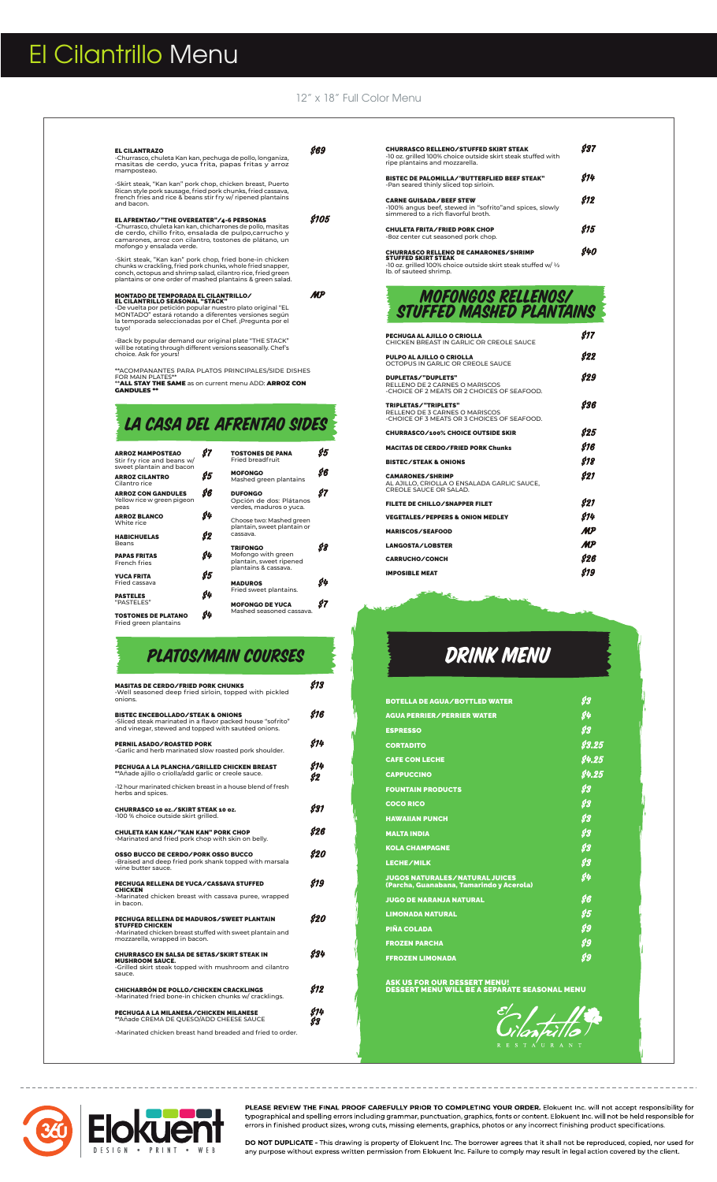# El Cilantrillo Menu

12" x 18" Full Color Menu

**EL CILANTRAZO** — $69
-Churrasco, chuleta Kan kan, pechuga de pollo, longaniza, masitas de cerdo, yuca frita, papas fritas y arroz mamposteao.

-Skirt steak, "Kan kan" pork chop, chicken breast, Puerto Rican style pork sausage, fried pork chunks, fried cassava, french fries and rice & beans stir fry w/ ripened plantains and bacon.

**EL AFRENTAO/"THE OVEREATER"/4-6 PERSONAS** — $105
-Churrasco, chuleta kan kan, chicharrones de pollo, masitas de cerdo, chillo frito, ensalada de pulpo,carrucho y camarones, arroz con cilantro, tostones de plátano, un mofongo y ensalada verde.

-Skirt steak, "Kan kan" pork chop, fried bone-in chicken chunks w crackling, fried pork chunks, whole fried snapper, conch, octopus and shrimp salad, cilantro rice, fried green plantains or one order of mashed plantains & green salad.

**MONTADO DE TEMPORADA EL CILANTRILLO/ EL CILANTRILLO SEASONAL "STACK"** — MP
-De vuelta por petición popular nuestro plato original "EL MONTADO" estará rotando a diferentes versiones según la temporada seleccionadas por el Chef. ¡Pregunta por el tuyo!

-Back by popular demand our original plate "THE STACK" will be rotating through different versions seasonally. Chef's choice. Ask for yours!

**ACOMPANANTES PARA PLATOS PRINCIPALES/SIDE DISHES FOR MAIN PLATES**
**ALL STAY THE SAME as on current menu ADD: ARROZ CON GANDULES**

## La Casa del Afrentao Sides

| Item | Price |
|---|---|
| **ARROZ MAMPOSTEAO** Stir fry rice and beans w/ sweet plantain and bacon | $7 |
| **ARROZ CILANTRO** Cilantro rice | $5 |
| **ARROZ CON GANDULES** Yellow rice w green pigeon peas | $6 |
| **ARROZ BLANCO** White rice | $4 |
| **HABICHUELAS** Beans | $2 |
| **PAPAS FRITAS** French fries | $4 |
| **YUCA FRITA** Fried cassava | $5 |
| **PASTELES** "PASTELES" | $4 |
| **TOSTONES DE PLATANO** Fried green plantains | $4 |
| **TOSTONES DE PANA** Fried breadfruit | $5 |
| **MOFONGO** Mashed green plantains | $6 |
| **DUFONGO** Opción de dos: Plátanos verdes, maduros o yuca. Choose two: Mashed green plantain, sweet plantain or cassava. | $7 |
| **TRIFONGO** Mofongo with green plantain, sweet ripened plantains & cassava. | $8 |
| **MADUROS** Fried sweet plantains. | $4 |
| **MOFONGO DE YUCA** Mashed seasoned cassava. | $7 |

## Platos/Main Courses

**MASITAS DE CERDO/FRIED PORK CHUNKS** — $13
-Well seasoned deep fried sirloin, topped with pickled onions.

**BISTEC ENCEBOLLADO/STEAK & ONIONS** — $16
-Sliced steak marinated in a flavor packed house "sofrito" and vinegar, stewed and topped with sautéed onions.

**PERNIL ASADO/ROASTED PORK** — $14
-Garlic and herb marinated slow roasted pork shoulder.

**PECHUGA A LA PLANCHA/GRILLED CHICKEN BREAST** — $14
**Añade ajillo o criolla/add garlic or creole sauce. — $2

-12 hour marinated chicken breast in a house blend of fresh herbs and spices.

**CHURRASCO 10 oz./SKIRT STEAK 10 oz.** — $31
-100 % choice outside skirt grilled.

**CHULETA KAN KAN/"KAN KAN" PORK CHOP** — $26
-Marinated and fried pork chop with skin on belly.

**OSSO BUCCO DE CERDO/PORK OSSO BUCCO** — $20
-Braised and deep fried pork shank topped with marsala wine butter sauce.

**PECHUGA RELLENA DE YUCA/CASSAVA STUFFED CHICKEN** — $19
-Marinated chicken breast with cassava puree, wrapped in bacon.

**PECHUGA RELLENA DE MADUROS/SWEET PLANTAIN STUFFED CHICKEN** — $20
-Marinated chicken breast stuffed with sweet plantain and mozzarella, wrapped in bacon.

**CHURRASCO EN SALSA DE SETAS/SKIRT STEAK IN MUSHROOM SAUCE.** — $34
-Grilled skirt steak topped with mushroom and cilantro sauce.

**CHICHARRÓN DE POLLO/CHICKEN CRACKLINGS** — $12
-Marinated fried bone-in chicken chunks w/ cracklings.

**PECHUGA A LA MILANESA/CHICKEN MILANESE** — $14
**Añade CREMA DE QUESO/ADD CHEESE SAUCE — $3

-Marinated chicken breast hand breaded and fried to order.

**CHURRASCO RELLENO/STUFFED SKIRT STEAK** — $37
-10 oz. grilled 100% choice outside skirt steak stuffed with ripe plantains and mozzarella.

**BISTEC DE PALOMILLA/"BUTTERFLIED BEEF STEAK"** — $14
-Pan seared thinly sliced top sirloin.

**CARNE GUISADA/BEEF STEW** — $12
-100% angus beef, stewed in "sofrito"and spices, slowly simmered to a rich flavorful broth.

**CHULETA FRITA/FRIED PORK CHOP** — $15
-8oz center cut seasoned pork chop.

**CHURRASCO RELLENO DE CAMARONES/SHRIMP STUFFED SKIRT STEAK** — $40
-10 oz. grilled 100% choice outside skirt steak stuffed w/ ½ lb. of sauteed shrimp.

## Mofongos Rellenos/ Stuffed Mashed Plantains

| Item | Price |
|---|---|
| **PECHUGA AL AJILLO O CRIOLLA** CHICKEN BREAST IN GARLIC OR CREOLE SAUCE | $17 |
| **PULPO AL AJILLO O CRIOLLA** OCTOPUS IN GARLIC OR CREOLE SAUCE | $22 |
| **DUPLETAS/"DUPLETS"** RELLENO DE 2 CARNES O MARISCOS -CHOICE OF 2 MEATS OR 2 CHOICES OF SEAFOOD. | $29 |
| **TRIPLETAS/"TRIPLETS"** RELLENO DE 3 CARNES O MARISCOS -CHOICE OF 3 MEATS OR 3 CHOICES OF SEAFOOD. | $36 |
| **CHURRASCO/100% CHOICE OUTSIDE SKIR** | $25 |
| **MACITAS DE CERDO/FRIED PORK Chunks** | $16 |
| **BISTEC/STEAK & ONIONS** | $18 |
| **CAMARONES/SHRIMP** AL AJILLO, CRIOLLA O ENSALADA GARLIC SAUCE, CREOLE SAUCE OR SALAD. | $21 |
| **FILETE DE CHILLO/SNAPPER FILET** | $21 |
| **VEGETALES/PEPPERS & ONION MEDLEY** | $14 |
| **MARISCOS/SEAFOOD** | MP |
| **LANGOSTA/LOBSTER** | MP |
| **CARRUCHO/CONCH** | $26 |
| **IMPOSIBLE MEAT** | $19 |

## Drink Menu

| Item | Price |
|---|---|
| BOTELLA DE AGUA/BOTTLED WATER | $3 |
| AGUA PERRIER/PERRIER WATER | $4 |
| ESPRESSO | $3 |
| CORTADITO | $3.25 |
| CAFE CON LECHE | $4.25 |
| CAPPUCCINO | $4.25 |
| FOUNTAIN PRODUCTS | $3 |
| COCO RICO | $3 |
| HAWAIIAN PUNCH | $3 |
| MALTA INDIA | $3 |
| KOLA CHAMPAGNE | $3 |
| LECHE/MILK | $3 |
| JUGOS NATURALES/NATURAL JUICES (Parcha, Guanabana, Tamarindo y Acerola) | $4 |
| JUGO DE NARANJA NATURAL | $6 |
| LIMONADA NATURAL | $5 |
| PIÑA COLADA | $9 |
| FROZEN PARCHA | $9 |
| FFROZEN LIMONADA | $9 |

**ASK US FOR OUR DESSERT MENU!**
**DESSERT MENU WILL BE A SEPARATE SEASONAL MENU**

El Cilantrillo RESTAURANT

---

**PLEASE REVIEW THE FINAL PROOF CAREFULLY PRIOR TO COMPLETING YOUR ORDER.** Elokuent Inc. will not accept responsibility for typographical and spelling errors including grammar, punctuation, graphics, fonts or content. Elokuent Inc. will not be held responsible for errors in finished product sizes, wrong cuts, missing elements, graphics, photos or any incorrect finishing product specifications.

**DO NOT DUPLICATE -** This drawing is property of Elokuent Inc. The borrower agrees that it shall not be reproduced, copied, nor used for any purpose without express written permission from Elokuent Inc. Failure to comply may result in legal action covered by the client.

Elokuent DESIGN • PRINT • WEB